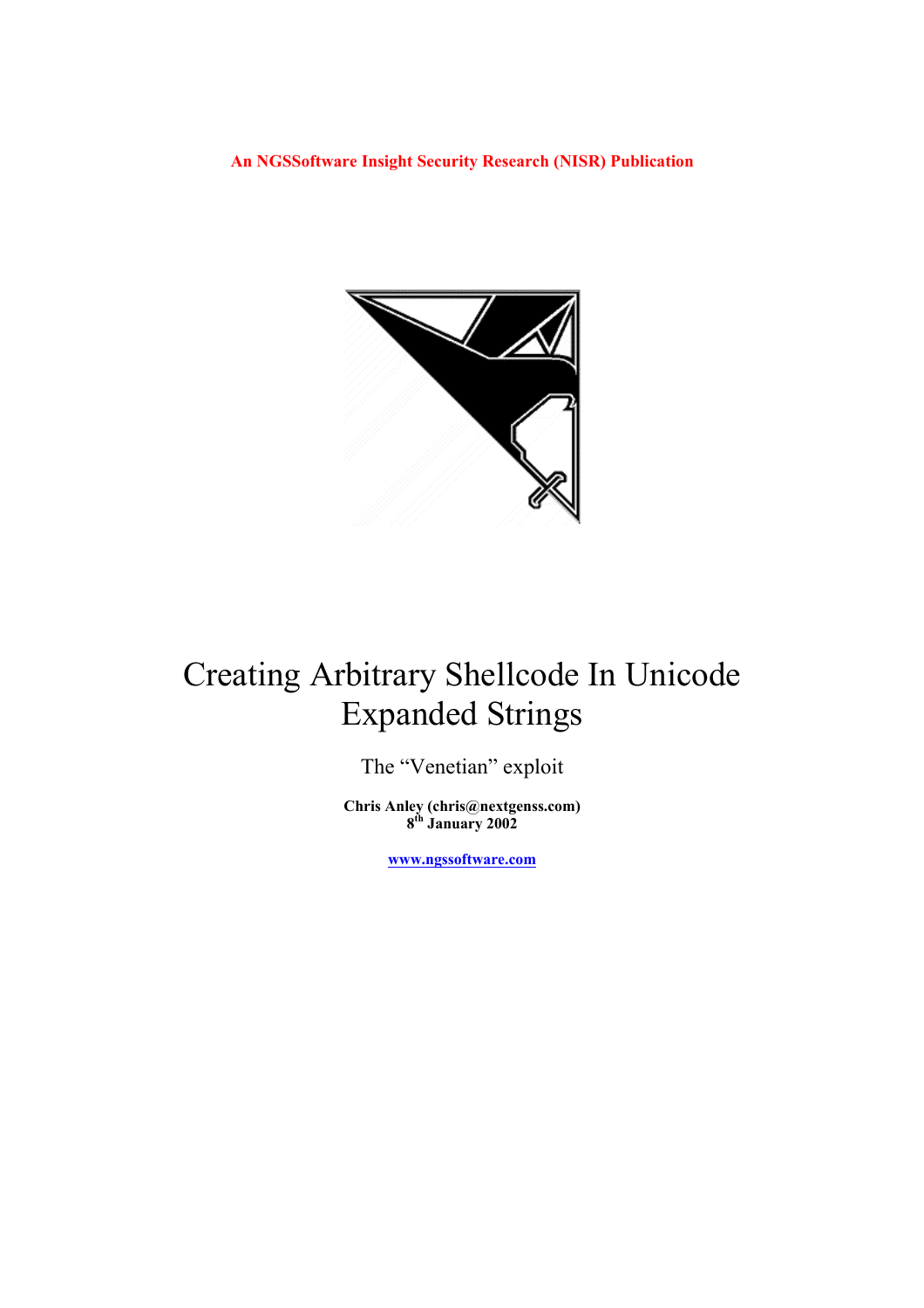**An NGSSoftware Insight Security Research (NISR) Publication**

# Creating Arbitrary Shellcode In Unicode Expanded Strings

The “Venetian” exploit

**Chris Anley (chris@nextgenss.com)**
**8th January 2002**

**www.ngssoftware.com**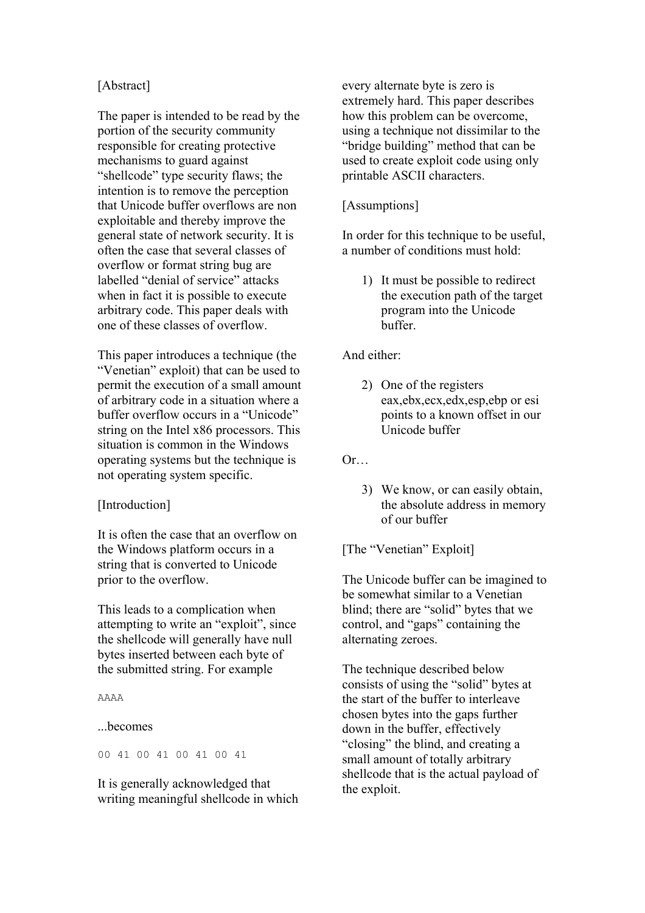[Abstract]

The paper is intended to be read by the portion of the security community responsible for creating protective mechanisms to guard against "shellcode" type security flaws; the intention is to remove the perception that Unicode buffer overflows are non exploitable and thereby improve the general state of network security. It is often the case that several classes of overflow or format string bug are labelled "denial of service" attacks when in fact it is possible to execute arbitrary code. This paper deals with one of these classes of overflow.

This paper introduces a technique (the "Venetian" exploit) that can be used to permit the execution of a small amount of arbitrary code in a situation where a buffer overflow occurs in a "Unicode" string on the Intel x86 processors. This situation is common in the Windows operating systems but the technique is not operating system specific.

[Introduction]

It is often the case that an overflow on the Windows platform occurs in a string that is converted to Unicode prior to the overflow.

This leads to a complication when attempting to write an "exploit", since the shellcode will generally have null bytes inserted between each byte of the submitted string. For example

```
AAAA
```

...becomes

```
00 41 00 41 00 41 00 41
```

It is generally acknowledged that writing meaningful shellcode in which every alternate byte is zero is extremely hard. This paper describes how this problem can be overcome, using a technique not dissimilar to the "bridge building" method that can be used to create exploit code using only printable ASCII characters.

[Assumptions]

In order for this technique to be useful, a number of conditions must hold:

1) It must be possible to redirect the execution path of the target program into the Unicode buffer.

And either:

2) One of the registers eax,ebx,ecx,edx,esp,ebp or esi points to a known offset in our Unicode buffer

Or…

3) We know, or can easily obtain, the absolute address in memory of our buffer

[The "Venetian" Exploit]

The Unicode buffer can be imagined to be somewhat similar to a Venetian blind; there are "solid" bytes that we control, and "gaps" containing the alternating zeroes.

The technique described below consists of using the "solid" bytes at the start of the buffer to interleave chosen bytes into the gaps further down in the buffer, effectively "closing" the blind, and creating a small amount of totally arbitrary shellcode that is the actual payload of the exploit.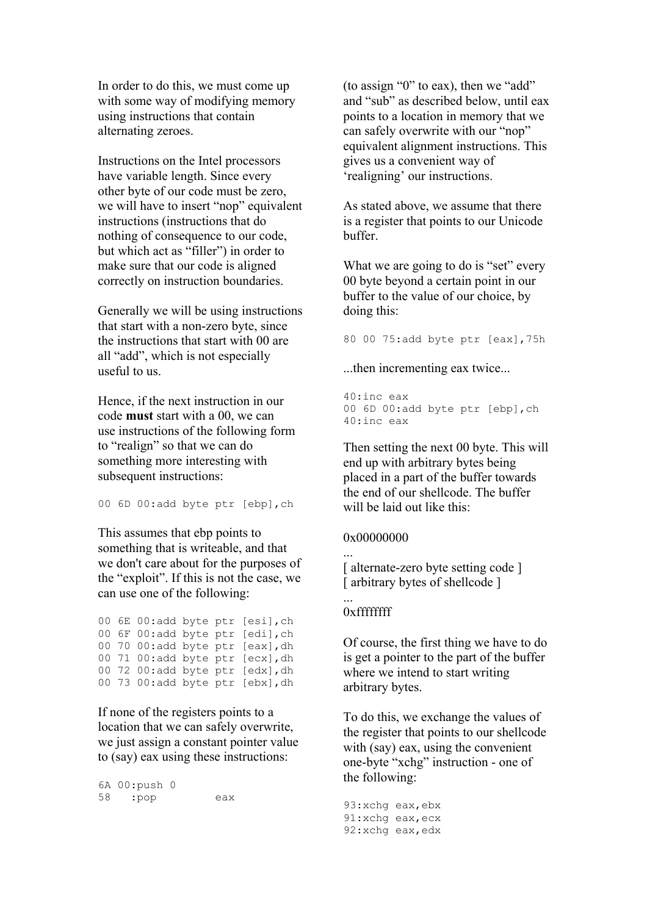In order to do this, we must come up with some way of modifying memory using instructions that contain alternating zeroes.

Instructions on the Intel processors have variable length. Since every other byte of our code must be zero, we will have to insert "nop" equivalent instructions (instructions that do nothing of consequence to our code, but which act as "filler") in order to make sure that our code is aligned correctly on instruction boundaries.

Generally we will be using instructions that start with a non-zero byte, since the instructions that start with 00 are all "add", which is not especially useful to us.

Hence, if the next instruction in our code **must** start with a 00, we can use instructions of the following form to "realign" so that we can do something more interesting with subsequent instructions:

```
00 6D 00:add byte ptr [ebp],ch
```

This assumes that ebp points to something that is writeable, and that we don't care about for the purposes of the "exploit". If this is not the case, we can use one of the following:

```
00 6E 00:add byte ptr [esi],ch
00 6F 00:add byte ptr [edi],ch
00 70 00:add byte ptr [eax],dh
00 71 00:add byte ptr [ecx],dh
00 72 00:add byte ptr [edx],dh
00 73 00:add byte ptr [ebx],dh
```

If none of the registers points to a location that we can safely overwrite, we just assign a constant pointer value to (say) eax using these instructions:

```
6A 00:push 0
58   :pop         eax
```

(to assign "0" to eax), then we "add" and "sub" as described below, until eax points to a location in memory that we can safely overwrite with our "nop" equivalent alignment instructions. This gives us a convenient way of 'realigning' our instructions.

As stated above, we assume that there is a register that points to our Unicode buffer.

What we are going to do is "set" every 00 byte beyond a certain point in our buffer to the value of our choice, by doing this:

```
80 00 75:add byte ptr [eax],75h
```

...then incrementing eax twice...

```
40:inc eax
00 6D 00:add byte ptr [ebp],ch
40:inc eax
```

Then setting the next 00 byte. This will end up with arbitrary bytes being placed in a part of the buffer towards the end of our shellcode. The buffer will be laid out like this:

0x00000000
...
[ alternate-zero byte setting code ]
[ arbitrary bytes of shellcode ]
...
0xffffffff

Of course, the first thing we have to do is get a pointer to the part of the buffer where we intend to start writing arbitrary bytes.

To do this, we exchange the values of the register that points to our shellcode with (say) eax, using the convenient one-byte "xchg" instruction - one of the following:

```
93:xchg eax,ebx
91:xchg eax,ecx
92:xchg eax,edx
```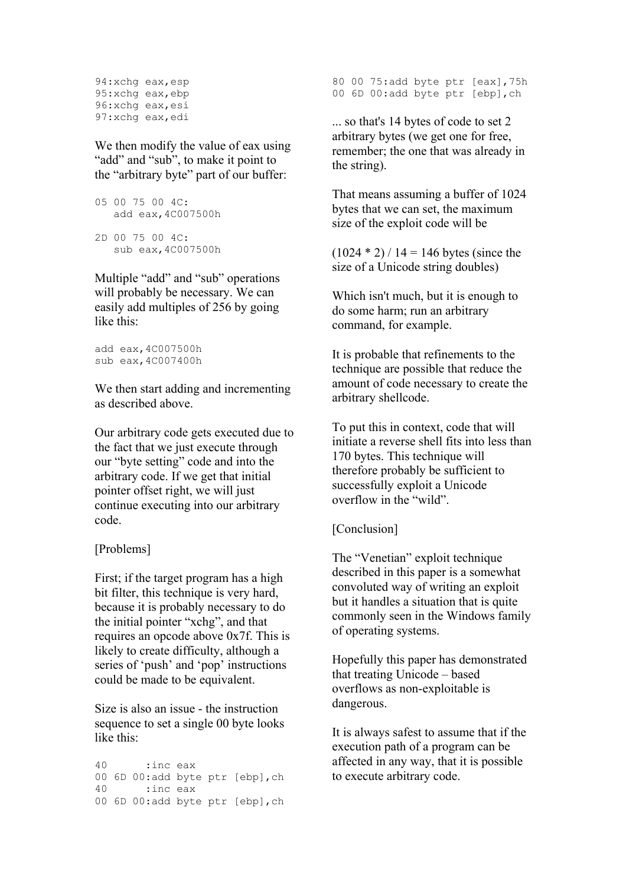```
94:xchg eax,esp
95:xchg eax,ebp
96:xchg eax,esi
97:xchg eax,edi
```

We then modify the value of eax using "add" and "sub", to make it point to the "arbitrary byte" part of our buffer:

```
05 00 75 00 4C:
   add eax,4C007500h

2D 00 75 00 4C:
   sub eax,4C007500h
```

Multiple "add" and "sub" operations will probably be necessary. We can easily add multiples of 256 by going like this:

```
add eax,4C007500h
sub eax,4C007400h
```

We then start adding and incrementing as described above.

Our arbitrary code gets executed due to the fact that we just execute through our "byte setting" code and into the arbitrary code. If we get that initial pointer offset right, we will just continue executing into our arbitrary code.

[Problems]

First; if the target program has a high bit filter, this technique is very hard, because it is probably necessary to do the initial pointer "xchg", and that requires an opcode above 0x7f. This is likely to create difficulty, although a series of 'push' and 'pop' instructions could be made to be equivalent.

Size is also an issue - the instruction sequence to set a single 00 byte looks like this:

```
40      :inc eax
00 6D 00:add byte ptr [ebp],ch
40      :inc eax
00 6D 00:add byte ptr [ebp],ch
80 00 75:add byte ptr [eax],75h
00 6D 00:add byte ptr [ebp],ch
```

... so that's 14 bytes of code to set 2 arbitrary bytes (we get one for free, remember; the one that was already in the string).

That means assuming a buffer of 1024 bytes that we can set, the maximum size of the exploit code will be

(1024 * 2) / 14 = 146 bytes (since the size of a Unicode string doubles)

Which isn't much, but it is enough to do some harm; run an arbitrary command, for example.

It is probable that refinements to the technique are possible that reduce the amount of code necessary to create the arbitrary shellcode.

To put this in context, code that will initiate a reverse shell fits into less than 170 bytes. This technique will therefore probably be sufficient to successfully exploit a Unicode overflow in the "wild".

[Conclusion]

The "Venetian" exploit technique described in this paper is a somewhat convoluted way of writing an exploit but it handles a situation that is quite commonly seen in the Windows family of operating systems.

Hopefully this paper has demonstrated that treating Unicode – based overflows as non-exploitable is dangerous.

It is always safest to assume that if the execution path of a program can be affected in any way, that it is possible to execute arbitrary code.